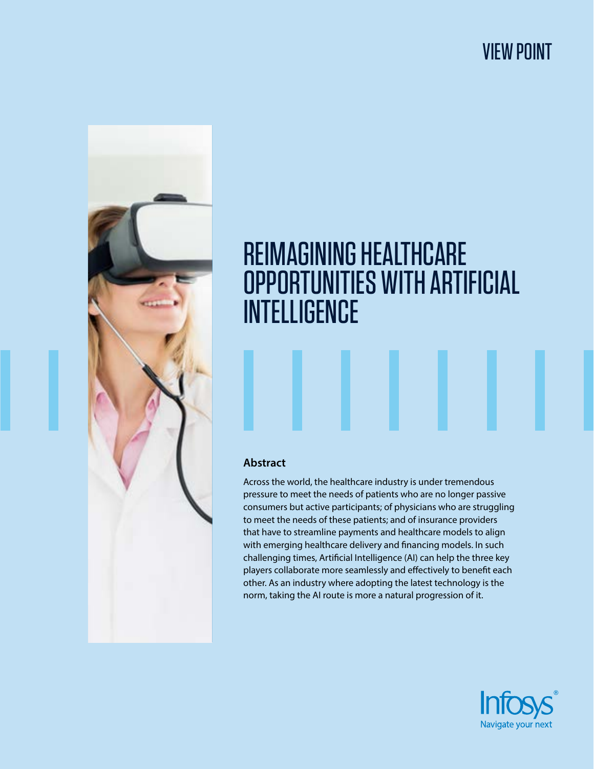VIEW POINT

# REIMAGINING HEALTHCARE OPPORTUNITIES WITH ARTIFICIAL INTELLIGENCE

## Abstract

Across the world, the healthcare industry is under tremendous pressure to meet the needs of patients who are no longer passive consumers but active participants; of physicians who are struggling to meet the needs of these patients; and of insurance providers that have to streamline payments and healthcare models to align with emerging healthcare delivery and financing models. In such challenging times, Artificial Intelligence (AI) can help the three key players collaborate more seamlessly and effectively to benefit each other. As an industry where adopting the latest technology is the norm, taking the AI route is more a natural progression of it.

Infosys®
Navigate your next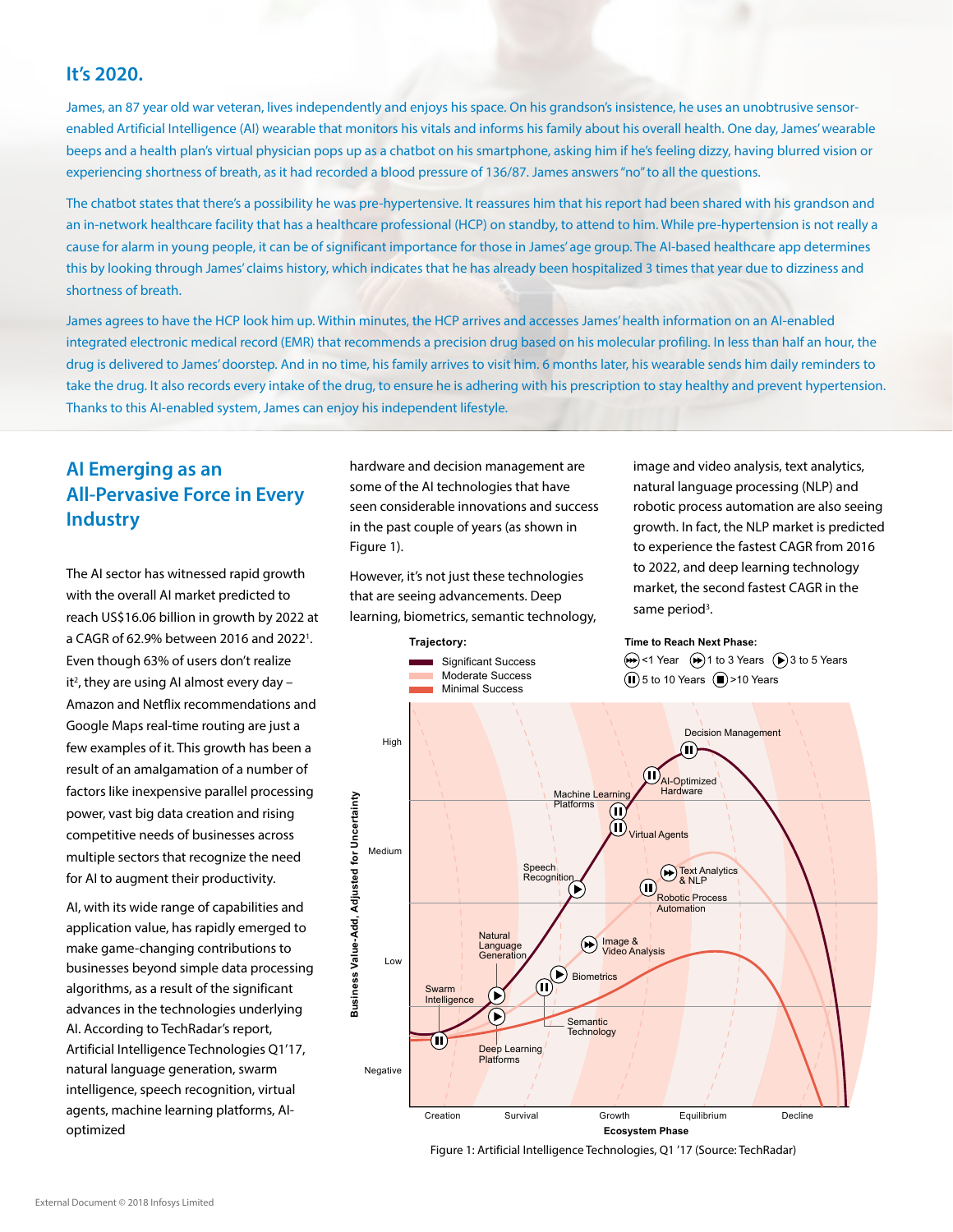## It's 2020.

James, an 87 year old war veteran, lives independently and enjoys his space. On his grandson's insistence, he uses an unobtrusive sensor-enabled Artificial Intelligence (AI) wearable that monitors his vitals and informs his family about his overall health. One day, James' wearable beeps and a health plan's virtual physician pops up as a chatbot on his smartphone, asking him if he's feeling dizzy, having blurred vision or experiencing shortness of breath, as it had recorded a blood pressure of 136/87. James answers "no" to all the questions.

The chatbot states that there's a possibility he was pre-hypertensive. It reassures him that his report had been shared with his grandson and an in-network healthcare facility that has a healthcare professional (HCP) on standby, to attend to him. While pre-hypertension is not really a cause for alarm in young people, it can be of significant importance for those in James' age group. The AI-based healthcare app determines this by looking through James' claims history, which indicates that he has already been hospitalized 3 times that year due to dizziness and shortness of breath.

James agrees to have the HCP look him up. Within minutes, the HCP arrives and accesses James' health information on an AI-enabled integrated electronic medical record (EMR) that recommends a precision drug based on his molecular profiling. In less than half an hour, the drug is delivered to James' doorstep. And in no time, his family arrives to visit him. 6 months later, his wearable sends him daily reminders to take the drug. It also records every intake of the drug, to ensure he is adhering with his prescription to stay healthy and prevent hypertension. Thanks to this AI-enabled system, James can enjoy his independent lifestyle.

## AI Emerging as an All-Pervasive Force in Every Industry

The AI sector has witnessed rapid growth with the overall AI market predicted to reach US$16.06 billion in growth by 2022 at a CAGR of 62.9% between 2016 and 2022[1]. Even though 63% of users don't realize it[2], they are using AI almost every day – Amazon and Netflix recommendations and Google Maps real-time routing are just a few examples of it. This growth has been a result of an amalgamation of a number of factors like inexpensive parallel processing power, vast big data creation and rising competitive needs of businesses across multiple sectors that recognize the need for AI to augment their productivity.

AI, with its wide range of capabilities and application value, has rapidly emerged to make game-changing contributions to businesses beyond simple data processing algorithms, as a result of the significant advances in the technologies underlying AI. According to TechRadar's report, Artificial Intelligence Technologies Q1'17, natural language generation, swarm intelligence, speech recognition, virtual agents, machine learning platforms, AI-optimized hardware and decision management are some of the AI technologies that have seen considerable innovations and success in the past couple of years (as shown in Figure 1).

However, it's not just these technologies that are seeing advancements. Deep learning, biometrics, semantic technology, image and video analysis, text analytics, natural language processing (NLP) and robotic process automation are also seeing growth. In fact, the NLP market is predicted to experience the fastest CAGR from 2016 to 2022, and deep learning technology market, the second fastest CAGR in the same period[3].

Figure 1: Artificial Intelligence Technologies, Q1 '17 (Source: TechRadar)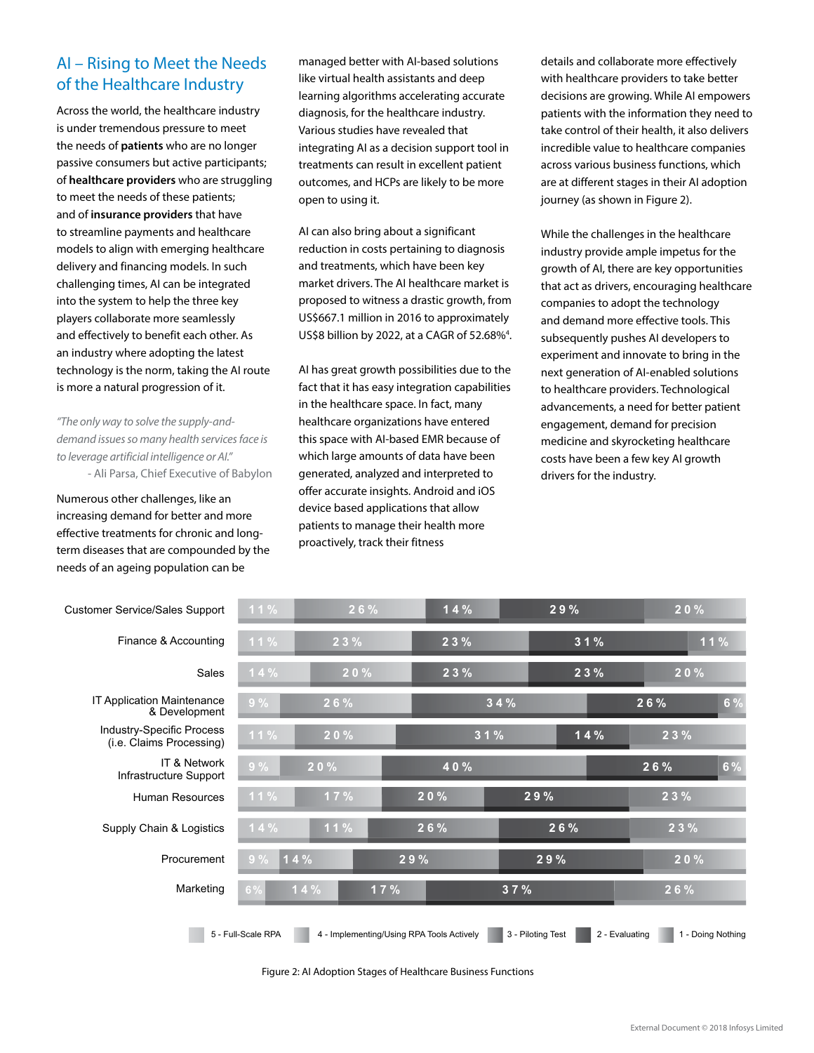## AI – Rising to Meet the Needs of the Healthcare Industry

Across the world, the healthcare industry is under tremendous pressure to meet the needs of **patients** who are no longer passive consumers but active participants; of **healthcare providers** who are struggling to meet the needs of these patients; and of **insurance providers** that have to streamline payments and healthcare models to align with emerging healthcare delivery and financing models. In such challenging times, AI can be integrated into the system to help the three key players collaborate more seamlessly and effectively to benefit each other. As an industry where adopting the latest technology is the norm, taking the AI route is more a natural progression of it.

*"The only way to solve the supply-and-demand issues so many health services face is to leverage artificial intelligence or AI."*
- Ali Parsa, Chief Executive of Babylon

Numerous other challenges, like an increasing demand for better and more effective treatments for chronic and long-term diseases that are compounded by the needs of an ageing population can be managed better with AI-based solutions like virtual health assistants and deep learning algorithms accelerating accurate diagnosis, for the healthcare industry. Various studies have revealed that integrating AI as a decision support tool in treatments can result in excellent patient outcomes, and HCPs are likely to be more open to using it.

AI can also bring about a significant reduction in costs pertaining to diagnosis and treatments, which have been key market drivers. The AI healthcare market is proposed to witness a drastic growth, from US$667.1 million in 2016 to approximately US$8 billion by 2022, at a CAGR of 52.68%[4].

AI has great growth possibilities due to the fact that it has easy integration capabilities in the healthcare space. In fact, many healthcare organizations have entered this space with AI-based EMR because of which large amounts of data have been generated, analyzed and interpreted to offer accurate insights. Android and iOS device based applications that allow patients to manage their health more proactively, track their fitness details and collaborate more effectively with healthcare providers to take better decisions are growing. While AI empowers patients with the information they need to take control of their health, it also delivers incredible value to healthcare companies across various business functions, which are at different stages in their AI adoption journey (as shown in Figure 2).

While the challenges in the healthcare industry provide ample impetus for the growth of AI, there are key opportunities that act as drivers, encouraging healthcare companies to adopt the technology and demand more effective tools. This subsequently pushes AI developers to experiment and innovate to bring in the next generation of AI-enabled solutions to healthcare providers. Technological advancements, a need for better patient engagement, demand for precision medicine and skyrocketing healthcare costs have been a few key AI growth drivers for the industry.

| Business Function | 5 - Full-Scale RPA | 4 - Implementing/Using RPA Tools Actively | 3 - Piloting Test | 2 - Evaluating | 1 - Doing Nothing |
|---|---|---|---|---|---|
| Customer Service/Sales Support | 11% | 26% | 14% | 29% | 20% |
| Finance & Accounting | 11% | 23% | 23% | 31% | 11% |
| Sales | 14% | 20% | 23% | 23% | 20% |
| IT Application Maintenance & Development | 9% | 26% | 34% | 26% | 6% |
| Industry-Specific Process (i.e. Claims Processing) | 11% | 20% | 31% | 14% | 23% |
| IT & Network Infrastructure Support | 9% | 20% | 40% | 26% | 6% |
| Human Resources | 11% | 17% | 20% | 29% | 23% |
| Supply Chain & Logistics | 14% | 11% | 26% | 26% | 23% |
| Procurement | 9% | 14% | 29% | 29% | 20% |
| Marketing | 6% | 14% | 17% | 37% | 26% |

Figure 2: AI Adoption Stages of Healthcare Business Functions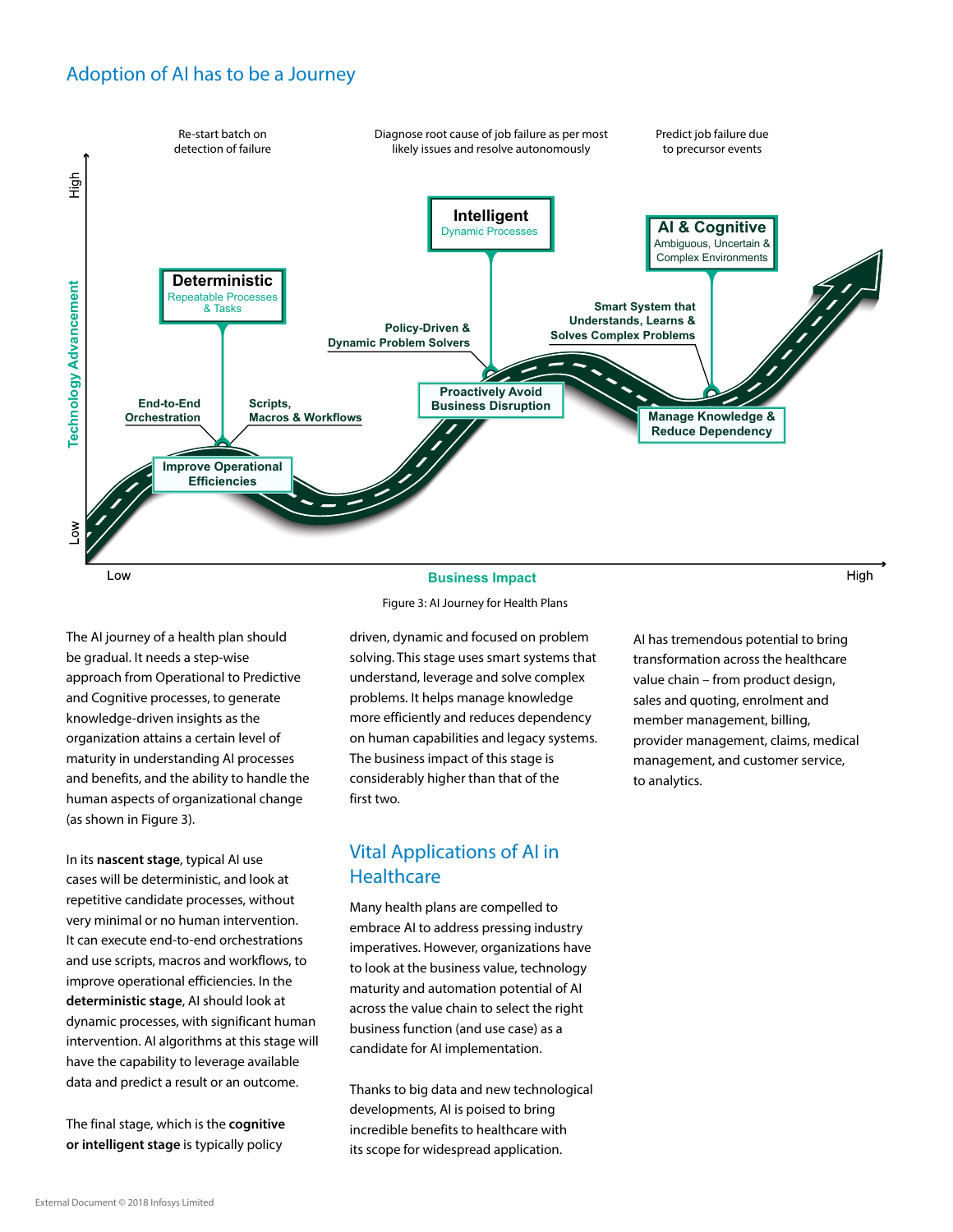## Adoption of AI has to be a Journey

Re-start batch on detection of failure

Diagnose root cause of job failure as per most likely issues and resolve autonomously

Predict job failure due to precursor events

**Deterministic** — Repeatable Processes & Tasks

**Intelligent** — Dynamic Processes

**AI & Cognitive** — Ambiguous, Uncertain & Complex Environments

End-to-End Orchestration

Scripts, Macros & Workflows

Improve Operational Efficiencies

Policy-Driven & Dynamic Problem Solvers

Proactively Avoid Business Disruption

Smart System that Understands, Learns & Solves Complex Problems

Manage Knowledge & Reduce Dependency

Technology Advancement (Low – High)

Business Impact (Low – High)

Figure 3: AI Journey for Health Plans

The AI journey of a health plan should be gradual. It needs a step-wise approach from Operational to Predictive and Cognitive processes, to generate knowledge-driven insights as the organization attains a certain level of maturity in understanding AI processes and benefits, and the ability to handle the human aspects of organizational change (as shown in Figure 3).

In its **nascent stage**, typical AI use cases will be deterministic, and look at repetitive candidate processes, without very minimal or no human intervention. It can execute end-to-end orchestrations and use scripts, macros and workflows, to improve operational efficiencies. In the **deterministic stage**, AI should look at dynamic processes, with significant human intervention. AI algorithms at this stage will have the capability to leverage available data and predict a result or an outcome.

The final stage, which is the **cognitive or intelligent stage** is typically policy driven, dynamic and focused on problem solving. This stage uses smart systems that understand, leverage and solve complex problems. It helps manage knowledge more efficiently and reduces dependency on human capabilities and legacy systems. The business impact of this stage is considerably higher than that of the first two.

## Vital Applications of AI in Healthcare

Many health plans are compelled to embrace AI to address pressing industry imperatives. However, organizations have to look at the business value, technology maturity and automation potential of AI across the value chain to select the right business function (and use case) as a candidate for AI implementation.

Thanks to big data and new technological developments, AI is poised to bring incredible benefits to healthcare with its scope for widespread application.

AI has tremendous potential to bring transformation across the healthcare value chain – from product design, sales and quoting, enrolment and member management, billing, provider management, claims, medical management, and customer service, to analytics.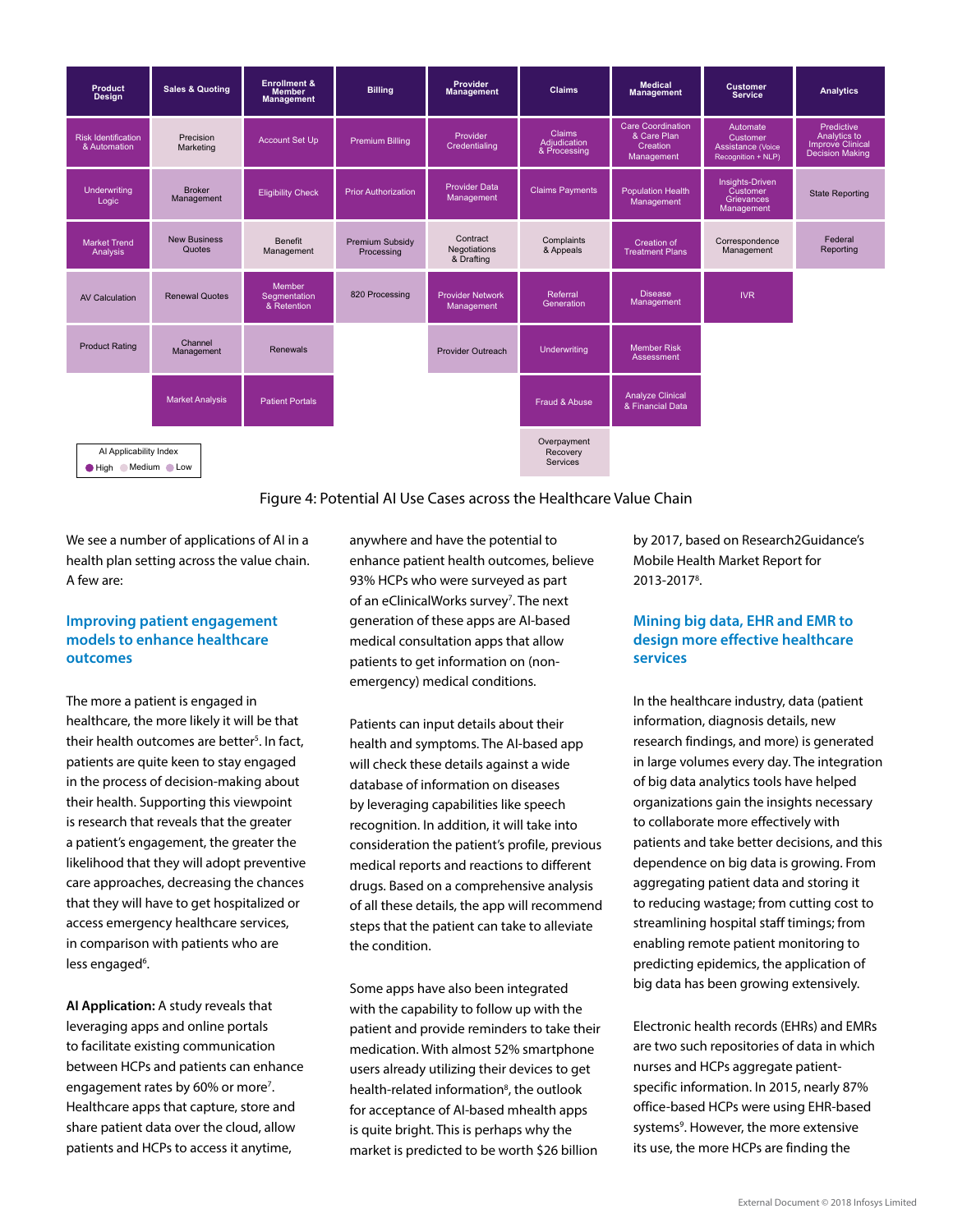| Product Design | Sales & Quoting | Enrollment & Member Management | Billing | Provider Management | Claims | Medical Management | Customer Service | Analytics |
|---|---|---|---|---|---|---|---|---|
| Risk Identification & Automation | Precision Marketing | Account Set Up | Premium Billing | Provider Credentialing | Claims Adjudication & Processing | Care Coordination & Care Plan Creation Management | Automate Customer Assistance (Voice Recognition + NLP) | Predictive Analytics to Improve Clinical Decision Making |
| Underwriting Logic | Broker Management | Eligibility Check | Prior Authorization | Provider Data Management | Claims Payments | Population Health Management | Insights-Driven Customer Grievances Management | State Reporting |
| Market Trend Analysis | New Business Quotes | Benefit Management | Premium Subsidy Processing | Contract Negotiations & Drafting | Complaints & Appeals | Creation of Treatment Plans | Correspondence Management | Federal Reporting |
| AV Calculation | Renewal Quotes | Member Segmentation & Retention | 820 Processing | Provider Network Management | Referral Generation | Disease Management | IVR | |
| Product Rating | Channel Management | Renewals | | Provider Outreach | Underwriting | Member Risk Assessment | | |
| | Market Analysis | Patient Portals | | | Fraud & Abuse | Analyze Clinical & Financial Data | | |
| | | | | | Overpayment Recovery Services | | | |

AI Applicability Index: High, Medium, Low

Figure 4: Potential AI Use Cases across the Healthcare Value Chain

We see a number of applications of AI in a health plan setting across the value chain. A few are:

### Improving patient engagement models to enhance healthcare outcomes

The more a patient is engaged in healthcare, the more likely it will be that their health outcomes are better[5]. In fact, patients are quite keen to stay engaged in the process of decision-making about their health. Supporting this viewpoint is research that reveals that the greater a patient's engagement, the greater the likelihood that they will adopt preventive care approaches, decreasing the chances that they will have to get hospitalized or access emergency healthcare services, in comparison with patients who are less engaged[6].

**AI Application:** A study reveals that leveraging apps and online portals to facilitate existing communication between HCPs and patients can enhance engagement rates by 60% or more[7]. Healthcare apps that capture, store and share patient data over the cloud, allow patients and HCPs to access it anytime, anywhere and have the potential to enhance patient health outcomes, believe 93% HCPs who were surveyed as part of an eClinicalWorks survey[7]. The next generation of these apps are AI-based medical consultation apps that allow patients to get information on (non-emergency) medical conditions.

Patients can input details about their health and symptoms. The AI-based app will check these details against a wide database of information on diseases by leveraging capabilities like speech recognition. In addition, it will take into consideration the patient's profile, previous medical reports and reactions to different drugs. Based on a comprehensive analysis of all these details, the app will recommend steps that the patient can take to alleviate the condition.

Some apps have also been integrated with the capability to follow up with the patient and provide reminders to take their medication. With almost 52% smartphone users already utilizing their devices to get health-related information[8], the outlook for acceptance of AI-based mhealth apps is quite bright. This is perhaps why the market is predicted to be worth $26 billion by 2017, based on Research2Guidance's Mobile Health Market Report for 2013-2017[8].

### Mining big data, EHR and EMR to design more effective healthcare services

In the healthcare industry, data (patient information, diagnosis details, new research findings, and more) is generated in large volumes every day. The integration of big data analytics tools have helped organizations gain the insights necessary to collaborate more effectively with patients and take better decisions, and this dependence on big data is growing. From aggregating patient data and storing it to reducing wastage; from cutting cost to streamlining hospital staff timings; from enabling remote patient monitoring to predicting epidemics, the application of big data has been growing extensively.

Electronic health records (EHRs) and EMRs are two such repositories of data in which nurses and HCPs aggregate patient-specific information. In 2015, nearly 87% office-based HCPs were using EHR-based systems[9]. However, the more extensive its use, the more HCPs are finding the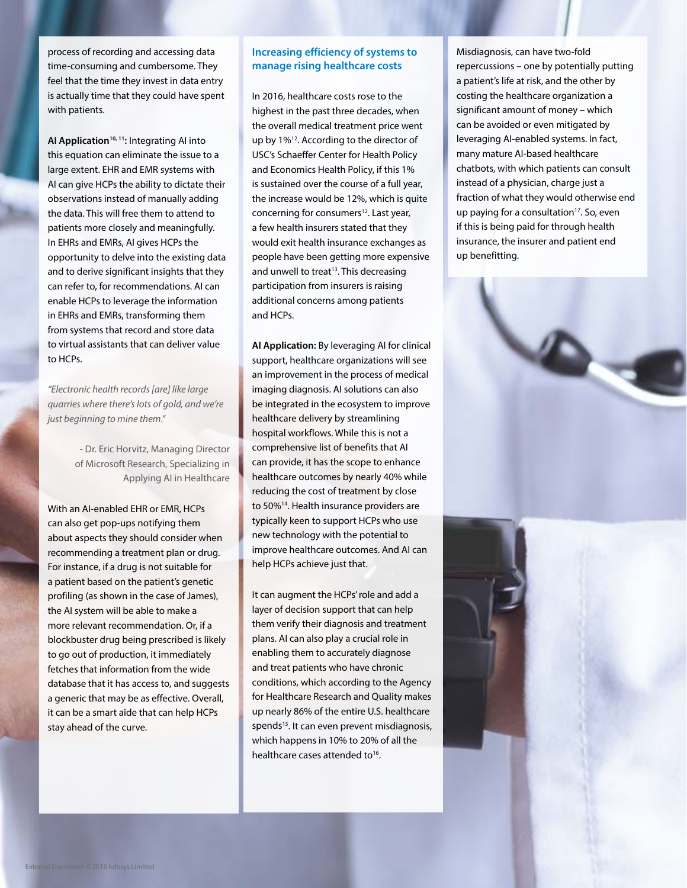process of recording and accessing data time-consuming and cumbersome. They feel that the time they invest in data entry is actually time that they could have spent with patients.

**AI Application[10, 11]:** Integrating AI into this equation can eliminate the issue to a large extent. EHR and EMR systems with AI can give HCPs the ability to dictate their observations instead of manually adding the data. This will free them to attend to patients more closely and meaningfully. In EHRs and EMRs, AI gives HCPs the opportunity to delve into the existing data and to derive significant insights that they can refer to, for recommendations. AI can enable HCPs to leverage the information in EHRs and EMRs, transforming them from systems that record and store data to virtual assistants that can deliver value to HCPs.

*"Electronic health records [are] like large quarries where there's lots of gold, and we're just beginning to mine them."*

- Dr. Eric Horvitz, Managing Director of Microsoft Research, Specializing in Applying AI in Healthcare

With an AI-enabled EHR or EMR, HCPs can also get pop-ups notifying them about aspects they should consider when recommending a treatment plan or drug. For instance, if a drug is not suitable for a patient based on the patient's genetic profiling (as shown in the case of James), the AI system will be able to make a more relevant recommendation. Or, if a blockbuster drug being prescribed is likely to go out of production, it immediately fetches that information from the wide database that it has access to, and suggests a generic that may be as effective. Overall, it can be a smart aide that can help HCPs stay ahead of the curve.

## Increasing efficiency of systems to manage rising healthcare costs

In 2016, healthcare costs rose to the highest in the past three decades, when the overall medical treatment price went up by 1%[12]. According to the director of USC's Schaeffer Center for Health Policy and Economics Health Policy, if this 1% is sustained over the course of a full year, the increase would be 12%, which is quite concerning for consumers[12]. Last year, a few health insurers stated that they would exit health insurance exchanges as people have been getting more expensive and unwell to treat[13]. This decreasing participation from insurers is raising additional concerns among patients and HCPs.

**AI Application:** By leveraging AI for clinical support, healthcare organizations will see an improvement in the process of medical imaging diagnosis. AI solutions can also be integrated in the ecosystem to improve healthcare delivery by streamlining hospital workflows. While this is not a comprehensive list of benefits that AI can provide, it has the scope to enhance healthcare outcomes by nearly 40% while reducing the cost of treatment by close to 50%[14]. Health insurance providers are typically keen to support HCPs who use new technology with the potential to improve healthcare outcomes. And AI can help HCPs achieve just that.

It can augment the HCPs' role and add a layer of decision support that can help them verify their diagnosis and treatment plans. AI can also play a crucial role in enabling them to accurately diagnose and treat patients who have chronic conditions, which according to the Agency for Healthcare Research and Quality makes up nearly 86% of the entire U.S. healthcare spends[15]. It can even prevent misdiagnosis, which happens in 10% to 20% of all the healthcare cases attended to[16].

Misdiagnosis, can have two-fold repercussions – one by potentially putting a patient's life at risk, and the other by costing the healthcare organization a significant amount of money – which can be avoided or even mitigated by leveraging AI-enabled systems. In fact, many mature AI-based healthcare chatbots, with which patients can consult instead of a physician, charge just a fraction of what they would otherwise end up paying for a consultation[17]. So, even if this is being paid for through health insurance, the insurer and patient end up benefitting.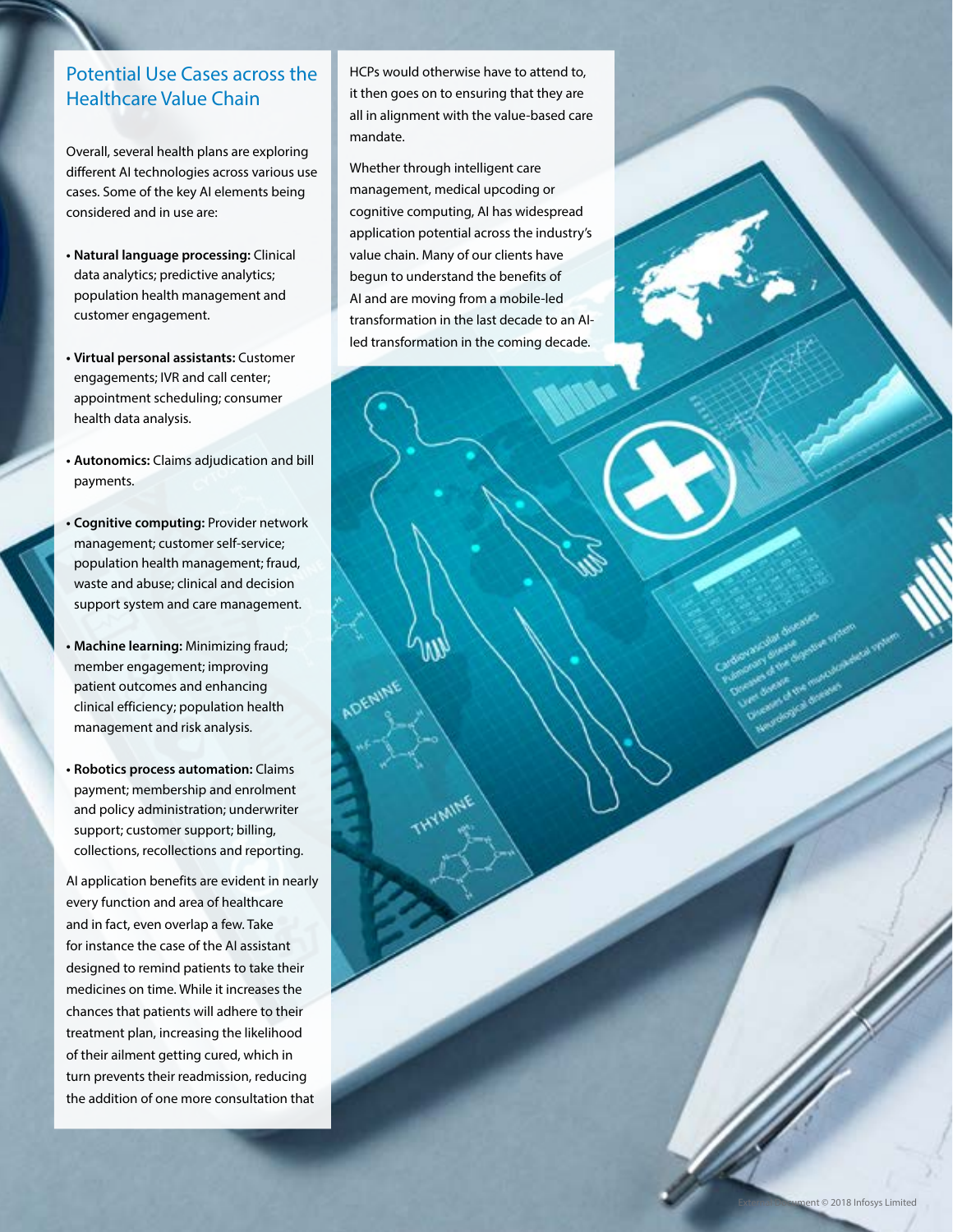## Potential Use Cases across the Healthcare Value Chain

Overall, several health plans are exploring different AI technologies across various use cases. Some of the key AI elements being considered and in use are:

- **Natural language processing:** Clinical data analytics; predictive analytics; population health management and customer engagement.
- **Virtual personal assistants:** Customer engagements; IVR and call center; appointment scheduling; consumer health data analysis.
- **Autonomics:** Claims adjudication and bill payments.
- **Cognitive computing:** Provider network management; customer self-service; population health management; fraud, waste and abuse; clinical and decision support system and care management.
- **Machine learning:** Minimizing fraud; member engagement; improving patient outcomes and enhancing clinical efficiency; population health management and risk analysis.
- **Robotics process automation:** Claims payment; membership and enrolment and policy administration; underwriter support; customer support; billing, collections, recollections and reporting.

AI application benefits are evident in nearly every function and area of healthcare and in fact, even overlap a few. Take for instance the case of the AI assistant designed to remind patients to take their medicines on time. While it increases the chances that patients will adhere to their treatment plan, increasing the likelihood of their ailment getting cured, which in turn prevents their readmission, reducing the addition of one more consultation that HCPs would otherwise have to attend to, it then goes on to ensuring that they are all in alignment with the value-based care mandate.

Whether through intelligent care management, medical upcoding or cognitive computing, AI has widespread application potential across the industry's value chain. Many of our clients have begun to understand the benefits of AI and are moving from a mobile-led transformation in the last decade to an AI-led transformation in the coming decade.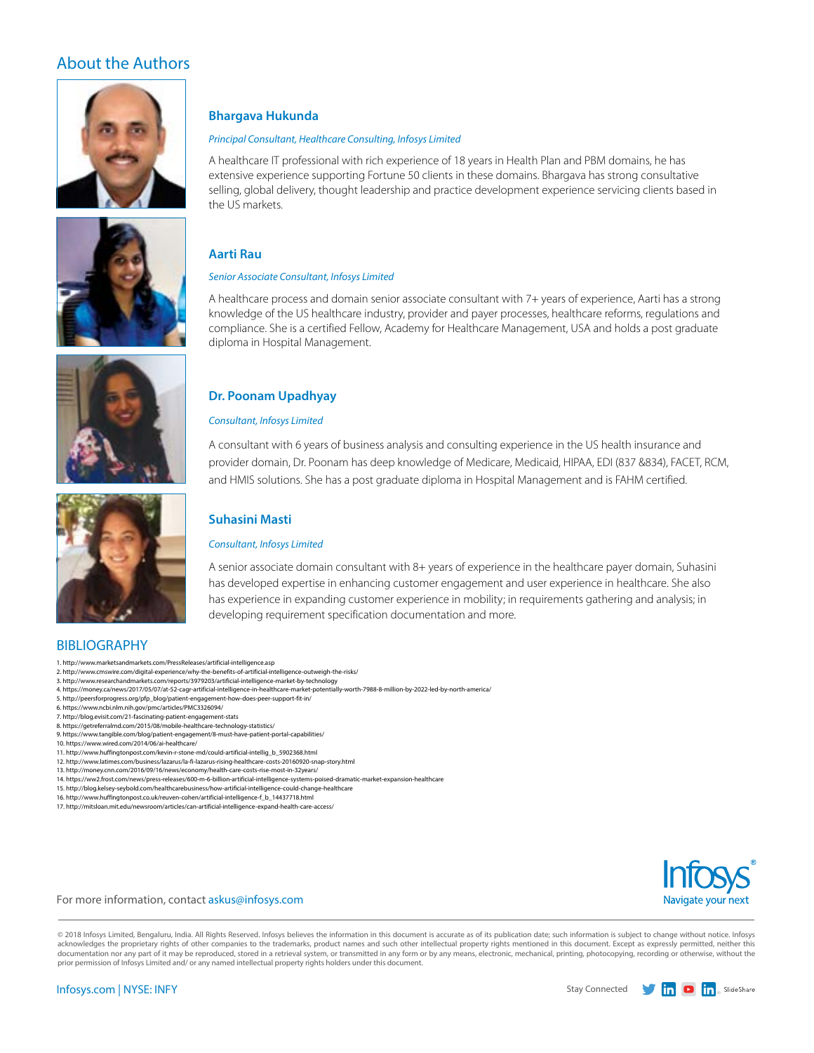## About the Authors

### Bhargava Hukunda

*Principal Consultant, Healthcare Consulting, Infosys Limited*

A healthcare IT professional with rich experience of 18 years in Health Plan and PBM domains, he has extensive experience supporting Fortune 50 clients in these domains. Bhargava has strong consultative selling, global delivery, thought leadership and practice development experience servicing clients based in the US markets.

### Aarti Rau

*Senior Associate Consultant, Infosys Limited*

A healthcare process and domain senior associate consultant with 7+ years of experience, Aarti has a strong knowledge of the US healthcare industry, provider and payer processes, healthcare reforms, regulations and compliance. She is a certified Fellow, Academy for Healthcare Management, USA and holds a post graduate diploma in Hospital Management.

### Dr. Poonam Upadhyay

*Consultant, Infosys Limited*

A consultant with 6 years of business analysis and consulting experience in the US health insurance and provider domain, Dr. Poonam has deep knowledge of Medicare, Medicaid, HIPAA, EDI (837 &834), FACET, RCM, and HMIS solutions. She has a post graduate diploma in Hospital Management and is FAHM certified.

### Suhasini Masti

*Consultant, Infosys Limited*

A senior associate domain consultant with 8+ years of experience in the healthcare payer domain, Suhasini has developed expertise in enhancing customer engagement and user experience in healthcare. She also has experience in expanding customer experience in mobility; in requirements gathering and analysis; in developing requirement specification documentation and more.

## BIBLIOGRAPHY

1. http://www.marketsandmarkets.com/PressReleases/artificial-intelligence.asp
2. http://www.cmswire.com/digital-experience/why-the-benefits-of-artificial-intelligence-outweigh-the-risks/
3. http://www.researchandmarkets.com/reports/3979203/artificial-intelligence-market-by-technology
4. https://money.ca/news/2017/05/07/at-52-cagr-artificial-intelligence-in-healthcare-market-potentially-worth-7988-8-million-by-2022-led-by-north-america/
5. http://peersforprogress.org/pfp_blog/patient-engagement-how-does-peer-support-fit-in/
6. https://www.ncbi.nlm.nih.gov/pmc/articles/PMC3326094/
7. http://blog.evisit.com/21-fascinating-patient-engagement-stats
8. https://getreferralmd.com/2015/08/mobile-healthcare-technology-statistics/
9. https://www.tangible.com/blog/patient-engagement/8-must-have-patient-portal-capabilities/
10. https://www.wired.com/2014/06/ai-healthcare/
11. http://www.huffingtonpost.com/kevin-r-stone-md/could-artificial-intellig_b_5902368.html
12. http://www.latimes.com/business/lazarus/la-fi-lazarus-rising-healthcare-costs-20160920-snap-story.html
13. http://money.cnn.com/2016/09/16/news/economy/health-care-costs-rise-most-in-32years/
14. https://ww2.frost.com/news/press-releases/600-m-6-billion-artificial-intelligence-systems-poised-dramatic-market-expansion-healthcare
15. http://blog.kelsey-seybold.com/healthcarebusiness/how-artificial-intelligence-could-change-healthcare
16. http://www.huffingtonpost.co.uk/reuven-cohen/artificial-intelligence-f_b_14437718.html
17. http://mitsloan.mit.edu/newsroom/articles/can-artificial-intelligence-expand-health-care-access/

For more information, contact askus@infosys.com

Infosys® Navigate your next

© 2018 Infosys Limited, Bengaluru, India. All Rights Reserved. Infosys believes the information in this document is accurate as of its publication date; such information is subject to change without notice. Infosys acknowledges the proprietary rights of other companies to the trademarks, product names and such other intellectual property rights mentioned in this document. Except as expressly permitted, neither this documentation nor any part of it may be reproduced, stored in a retrieval system, or transmitted in any form or by any means, electronic, mechanical, printing, photocopying, recording or otherwise, without the prior permission of Infosys Limited and/ or any named intellectual property rights holders under this document.

Infosys.com | NYSE: INFY

Stay Connected